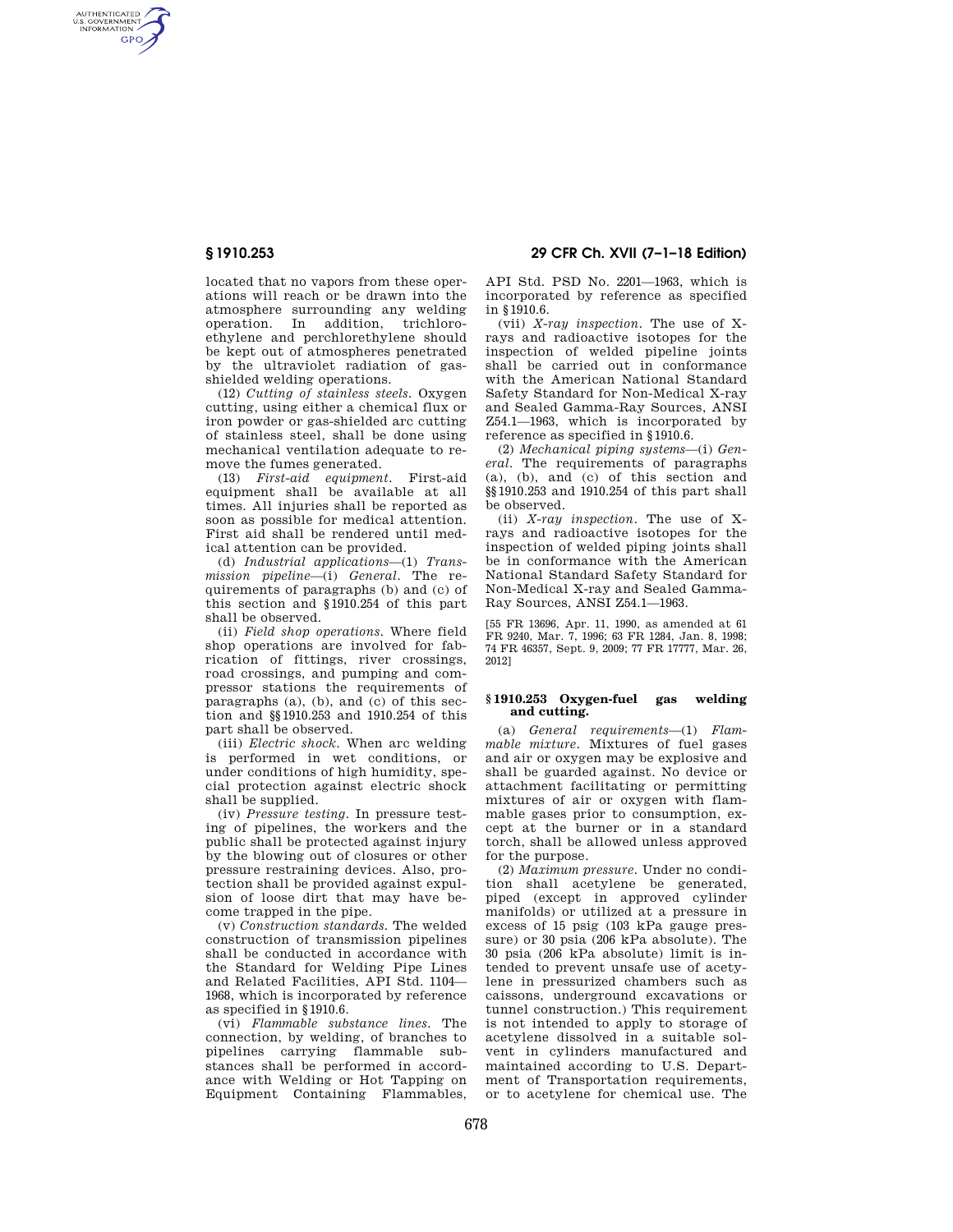located that no vapors from these operations will reach or be drawn into the atmosphere surrounding any welding operation. In addition, trichloroethylene and perchlorethylene should be kept out of atmospheres penetrated by the ultraviolet radiation of gas-shielded welding operations.

(12) *Cutting of stainless steels.* Oxygen cutting, using either a chemical flux or iron powder or gas-shielded arc cutting of stainless steel, shall be done using mechanical ventilation adequate to remove the fumes generated.

(13) *First-aid equipment.* First-aid equipment shall be available at all times. All injuries shall be reported as soon as possible for medical attention. First aid shall be rendered until medical attention can be provided.

(d) *Industrial applications*—(1) *Transmission pipeline*—(i) *General.* The requirements of paragraphs (b) and (c) of this section and §1910.254 of this part shall be observed.

(ii) *Field shop operations.* Where field shop operations are involved for fabrication of fittings, river crossings, road crossings, and pumping and compressor stations the requirements of paragraphs (a), (b), and (c) of this section and §§1910.253 and 1910.254 of this part shall be observed.

(iii) *Electric shock.* When arc welding is performed in wet conditions, or under conditions of high humidity, special protection against electric shock shall be supplied.

(iv) *Pressure testing.* In pressure testing of pipelines, the workers and the public shall be protected against injury by the blowing out of closures or other pressure restraining devices. Also, protection shall be provided against expulsion of loose dirt that may have become trapped in the pipe.

(v) *Construction standards.* The welded construction of transmission pipelines shall be conducted in accordance with the Standard for Welding Pipe Lines and Related Facilities, API Std. 1104—1968, which is incorporated by reference as specified in §1910.6.

(vi) *Flammable substance lines.* The connection, by welding, of branches to pipelines carrying flammable substances shall be performed in accordance with Welding or Hot Tapping on Equipment Containing Flammables, API Std. PSD No. 2201—1963, which is incorporated by reference as specified in §1910.6.

(vii) *X-ray inspection.* The use of X-rays and radioactive isotopes for the inspection of welded pipeline joints shall be carried out in conformance with the American National Standard Safety Standard for Non-Medical X-ray and Sealed Gamma-Ray Sources, ANSI Z54.1—1963, which is incorporated by reference as specified in §1910.6.

(2) *Mechanical piping systems*—(i) *General.* The requirements of paragraphs (a), (b), and (c) of this section and §§1910.253 and 1910.254 of this part shall be observed.

(ii) *X-ray inspection.* The use of X-rays and radioactive isotopes for the inspection of welded piping joints shall be in conformance with the American National Standard Safety Standard for Non-Medical X-ray and Sealed Gamma-Ray Sources, ANSI Z54.1—1963.

[55 FR 13696, Apr. 11, 1990, as amended at 61 FR 9240, Mar. 7, 1996; 63 FR 1284, Jan. 8, 1998; 74 FR 46357, Sept. 9, 2009; 77 FR 17777, Mar. 26, 2012]

## §1910.253 Oxygen-fuel gas welding and cutting.

(a) *General requirements*—(1) *Flammable mixture.* Mixtures of fuel gases and air or oxygen may be explosive and shall be guarded against. No device or attachment facilitating or permitting mixtures of air or oxygen with flammable gases prior to consumption, except at the burner or in a standard torch, shall be allowed unless approved for the purpose.

(2) *Maximum pressure.* Under no condition shall acetylene be generated, piped (except in approved cylinder manifolds) or utilized at a pressure in excess of 15 psig (103 kPa gauge pressure) or 30 psia (206 kPa absolute). The 30 psia (206 kPa absolute) limit is intended to prevent unsafe use of acetylene in pressurized chambers such as caissons, underground excavations or tunnel construction.) This requirement is not intended to apply to storage of acetylene dissolved in a suitable solvent in cylinders manufactured and maintained according to U.S. Department of Transportation requirements, or to acetylene for chemical use. The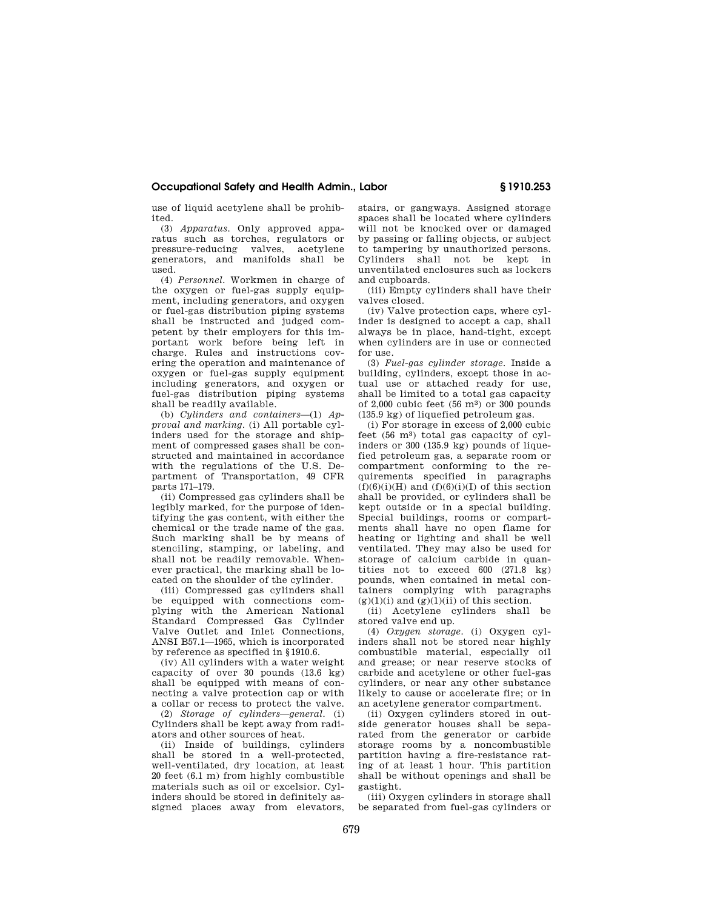use of liquid acetylene shall be prohibited.

(3) *Apparatus.* Only approved apparatus such as torches, regulators or pressure-reducing valves, acetylene generators, and manifolds shall be used.

(4) *Personnel.* Workmen in charge of the oxygen or fuel-gas supply equipment, including generators, and oxygen or fuel-gas distribution piping systems shall be instructed and judged competent by their employers for this important work before being left in charge. Rules and instructions covering the operation and maintenance of oxygen or fuel-gas supply equipment including generators, and oxygen or fuel-gas distribution piping systems shall be readily available.

(b) *Cylinders and containers*—(1) *Approval and marking.* (i) All portable cylinders used for the storage and shipment of compressed gases shall be constructed and maintained in accordance with the regulations of the U.S. Department of Transportation, 49 CFR parts 171–179.

(ii) Compressed gas cylinders shall be legibly marked, for the purpose of identifying the gas content, with either the chemical or the trade name of the gas. Such marking shall be by means of stenciling, stamping, or labeling, and shall not be readily removable. Whenever practical, the marking shall be located on the shoulder of the cylinder.

(iii) Compressed gas cylinders shall be equipped with connections complying with the American National Standard Compressed Gas Cylinder Valve Outlet and Inlet Connections, ANSI B57.1—1965, which is incorporated by reference as specified in §1910.6.

(iv) All cylinders with a water weight capacity of over 30 pounds (13.6 kg) shall be equipped with means of connecting a valve protection cap or with a collar or recess to protect the valve.

(2) *Storage of cylinders—general.* (i) Cylinders shall be kept away from radiators and other sources of heat.

(ii) Inside of buildings, cylinders shall be stored in a well-protected, well-ventilated, dry location, at least 20 feet (6.1 m) from highly combustible materials such as oil or excelsior. Cylinders should be stored in definitely assigned places away from elevators, stairs, or gangways. Assigned storage spaces shall be located where cylinders will not be knocked over or damaged by passing or falling objects, or subject to tampering by unauthorized persons. Cylinders shall not be kept in unventilated enclosures such as lockers and cupboards.

(iii) Empty cylinders shall have their valves closed.

(iv) Valve protection caps, where cylinder is designed to accept a cap, shall always be in place, hand-tight, except when cylinders are in use or connected for use.

(3) *Fuel-gas cylinder storage.* Inside a building, cylinders, except those in actual use or attached ready for use, shall be limited to a total gas capacity of 2,000 cubic feet (56 m$^3$) or 300 pounds (135.9 kg) of liquefied petroleum gas.

(i) For storage in excess of 2,000 cubic feet (56 m$^3$) total gas capacity of cylinders or 300 (135.9 kg) pounds of liquefied petroleum gas, a separate room or compartment conforming to the requirements specified in paragraphs (f)(6)(i)(H) and (f)(6)(i)(I) of this section shall be provided, or cylinders shall be kept outside or in a special building. Special buildings, rooms or compartments shall have no open flame for heating or lighting and shall be well ventilated. They may also be used for storage of calcium carbide in quantities not to exceed 600 (271.8 kg) pounds, when contained in metal containers complying with paragraphs (g)(1)(i) and (g)(1)(ii) of this section.

(ii) Acetylene cylinders shall be stored valve end up.

(4) *Oxygen storage.* (i) Oxygen cylinders shall not be stored near highly combustible material, especially oil and grease; or near reserve stocks of carbide and acetylene or other fuel-gas cylinders, or near any other substance likely to cause or accelerate fire; or in an acetylene generator compartment.

(ii) Oxygen cylinders stored in outside generator houses shall be separated from the generator or carbide storage rooms by a noncombustible partition having a fire-resistance rating of at least 1 hour. This partition shall be without openings and shall be gastight.

(iii) Oxygen cylinders in storage shall be separated from fuel-gas cylinders or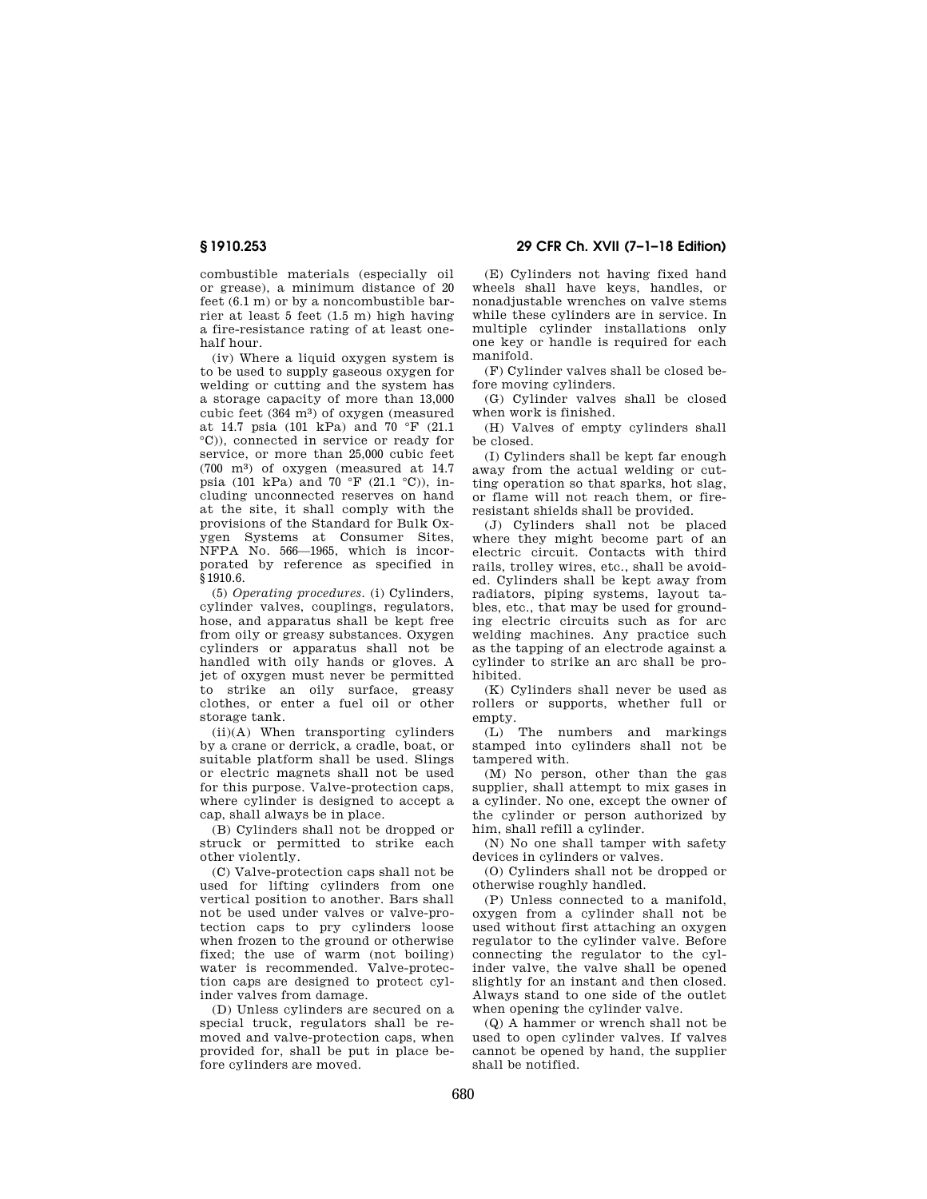combustible materials (especially oil or grease), a minimum distance of 20 feet (6.1 m) or by a noncombustible barrier at least 5 feet (1.5 m) high having a fire-resistance rating of at least one-half hour.

(iv) Where a liquid oxygen system is to be used to supply gaseous oxygen for welding or cutting and the system has a storage capacity of more than 13,000 cubic feet (364 m$^3$) of oxygen (measured at 14.7 psia (101 kPa) and 70 °F (21.1 °C)), connected in service or ready for service, or more than 25,000 cubic feet (700 m$^3$) of oxygen (measured at 14.7 psia (101 kPa) and 70 °F (21.1 °C)), including unconnected reserves on hand at the site, it shall comply with the provisions of the Standard for Bulk Oxygen Systems at Consumer Sites, NFPA No. 566—1965, which is incorporated by reference as specified in §1910.6.

(5) *Operating procedures.* (i) Cylinders, cylinder valves, couplings, regulators, hose, and apparatus shall be kept free from oily or greasy substances. Oxygen cylinders or apparatus shall not be handled with oily hands or gloves. A jet of oxygen must never be permitted to strike an oily surface, greasy clothes, or enter a fuel oil or other storage tank.

(ii)(A) When transporting cylinders by a crane or derrick, a cradle, boat, or suitable platform shall be used. Slings or electric magnets shall not be used for this purpose. Valve-protection caps, where cylinder is designed to accept a cap, shall always be in place.

(B) Cylinders shall not be dropped or struck or permitted to strike each other violently.

(C) Valve-protection caps shall not be used for lifting cylinders from one vertical position to another. Bars shall not be used under valves or valve-protection caps to pry cylinders loose when frozen to the ground or otherwise fixed; the use of warm (not boiling) water is recommended. Valve-protection caps are designed to protect cylinder valves from damage.

(D) Unless cylinders are secured on a special truck, regulators shall be removed and valve-protection caps, when provided for, shall be put in place before cylinders are moved.

(E) Cylinders not having fixed hand wheels shall have keys, handles, or nonadjustable wrenches on valve stems while these cylinders are in service. In multiple cylinder installations only one key or handle is required for each manifold.

(F) Cylinder valves shall be closed before moving cylinders.

(G) Cylinder valves shall be closed when work is finished.

(H) Valves of empty cylinders shall be closed.

(I) Cylinders shall be kept far enough away from the actual welding or cutting operation so that sparks, hot slag, or flame will not reach them, or fire-resistant shields shall be provided.

(J) Cylinders shall not be placed where they might become part of an electric circuit. Contacts with third rails, trolley wires, etc., shall be avoided. Cylinders shall be kept away from radiators, piping systems, layout tables, etc., that may be used for grounding electric circuits such as for arc welding machines. Any practice such as the tapping of an electrode against a cylinder to strike an arc shall be prohibited.

(K) Cylinders shall never be used as rollers or supports, whether full or empty.

(L) The numbers and markings stamped into cylinders shall not be tampered with.

(M) No person, other than the gas supplier, shall attempt to mix gases in a cylinder. No one, except the owner of the cylinder or person authorized by him, shall refill a cylinder.

(N) No one shall tamper with safety devices in cylinders or valves.

(O) Cylinders shall not be dropped or otherwise roughly handled.

(P) Unless connected to a manifold, oxygen from a cylinder shall not be used without first attaching an oxygen regulator to the cylinder valve. Before connecting the regulator to the cylinder valve, the valve shall be opened slightly for an instant and then closed. Always stand to one side of the outlet when opening the cylinder valve.

(Q) A hammer or wrench shall not be used to open cylinder valves. If valves cannot be opened by hand, the supplier shall be notified.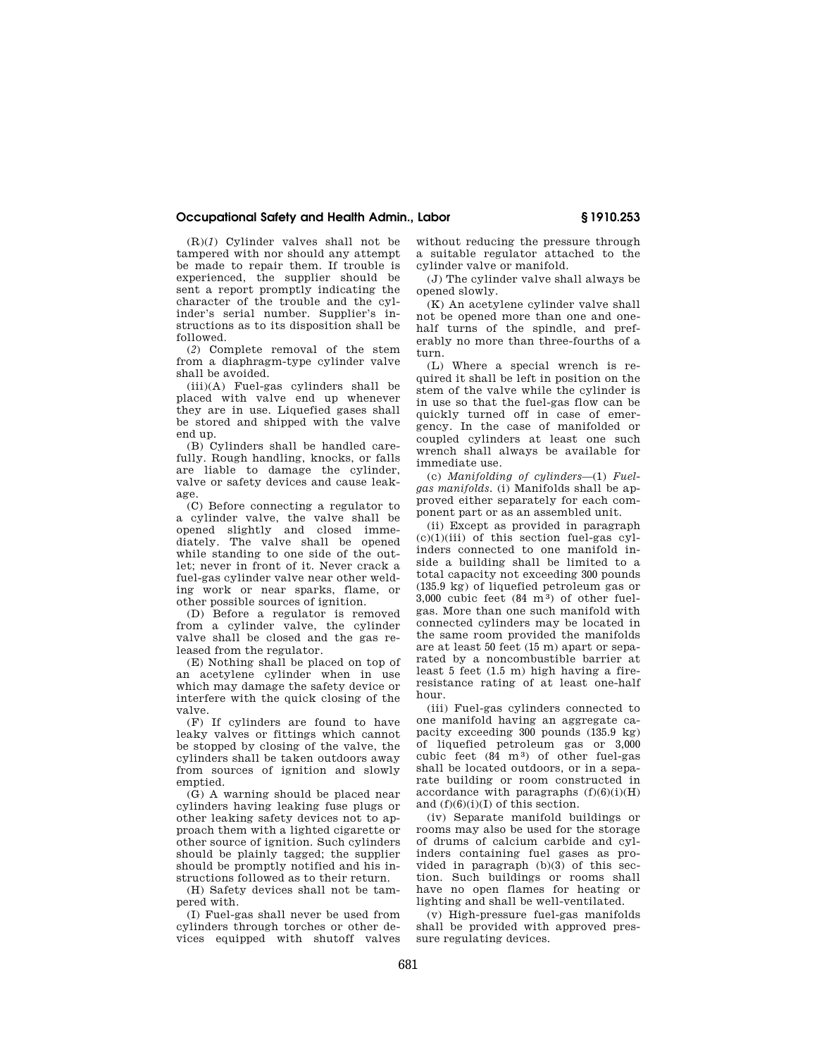(R)(*1*) Cylinder valves shall not be tampered with nor should any attempt be made to repair them. If trouble is experienced, the supplier should be sent a report promptly indicating the character of the trouble and the cylinder's serial number. Supplier's instructions as to its disposition shall be followed.

(*2*) Complete removal of the stem from a diaphragm-type cylinder valve shall be avoided.

(iii)(A) Fuel-gas cylinders shall be placed with valve end up whenever they are in use. Liquefied gases shall be stored and shipped with the valve end up.

(B) Cylinders shall be handled carefully. Rough handling, knocks, or falls are liable to damage the cylinder, valve or safety devices and cause leakage.

(C) Before connecting a regulator to a cylinder valve, the valve shall be opened slightly and closed immediately. The valve shall be opened while standing to one side of the outlet; never in front of it. Never crack a fuel-gas cylinder valve near other welding work or near sparks, flame, or other possible sources of ignition.

(D) Before a regulator is removed from a cylinder valve, the cylinder valve shall be closed and the gas released from the regulator.

(E) Nothing shall be placed on top of an acetylene cylinder when in use which may damage the safety device or interfere with the quick closing of the valve.

(F) If cylinders are found to have leaky valves or fittings which cannot be stopped by closing of the valve, the cylinders shall be taken outdoors away from sources of ignition and slowly emptied.

(G) A warning should be placed near cylinders having leaking fuse plugs or other leaking safety devices not to approach them with a lighted cigarette or other source of ignition. Such cylinders should be plainly tagged; the supplier should be promptly notified and his instructions followed as to their return.

(H) Safety devices shall not be tampered with.

(I) Fuel-gas shall never be used from cylinders through torches or other devices equipped with shutoff valves without reducing the pressure through a suitable regulator attached to the cylinder valve or manifold.

(J) The cylinder valve shall always be opened slowly.

(K) An acetylene cylinder valve shall not be opened more than one and one-half turns of the spindle, and preferably no more than three-fourths of a turn.

(L) Where a special wrench is required it shall be left in position on the stem of the valve while the cylinder is in use so that the fuel-gas flow can be quickly turned off in case of emergency. In the case of manifolded or coupled cylinders at least one such wrench shall always be available for immediate use.

(c) *Manifolding of cylinders*—(1) *Fuel-gas manifolds.* (i) Manifolds shall be approved either separately for each component part or as an assembled unit.

(ii) Except as provided in paragraph (c)(1)(iii) of this section fuel-gas cylinders connected to one manifold inside a building shall be limited to a total capacity not exceeding 300 pounds (135.9 kg) of liquefied petroleum gas or 3,000 cubic feet (84 $m^3$) of other fuel-gas. More than one such manifold with connected cylinders may be located in the same room provided the manifolds are at least 50 feet (15 m) apart or separated by a noncombustible barrier at least 5 feet (1.5 m) high having a fire-resistance rating of at least one-half hour.

(iii) Fuel-gas cylinders connected to one manifold having an aggregate capacity exceeding 300 pounds (135.9 kg) of liquefied petroleum gas or 3,000 cubic feet (84 $m^3$) of other fuel-gas shall be located outdoors, or in a separate building or room constructed in accordance with paragraphs (f)(6)(i)(H) and (f)(6)(i)(I) of this section.

(iv) Separate manifold buildings or rooms may also be used for the storage of drums of calcium carbide and cylinders containing fuel gases as provided in paragraph (b)(3) of this section. Such buildings or rooms shall have no open flames for heating or lighting and shall be well-ventilated.

(v) High-pressure fuel-gas manifolds shall be provided with approved pressure regulating devices.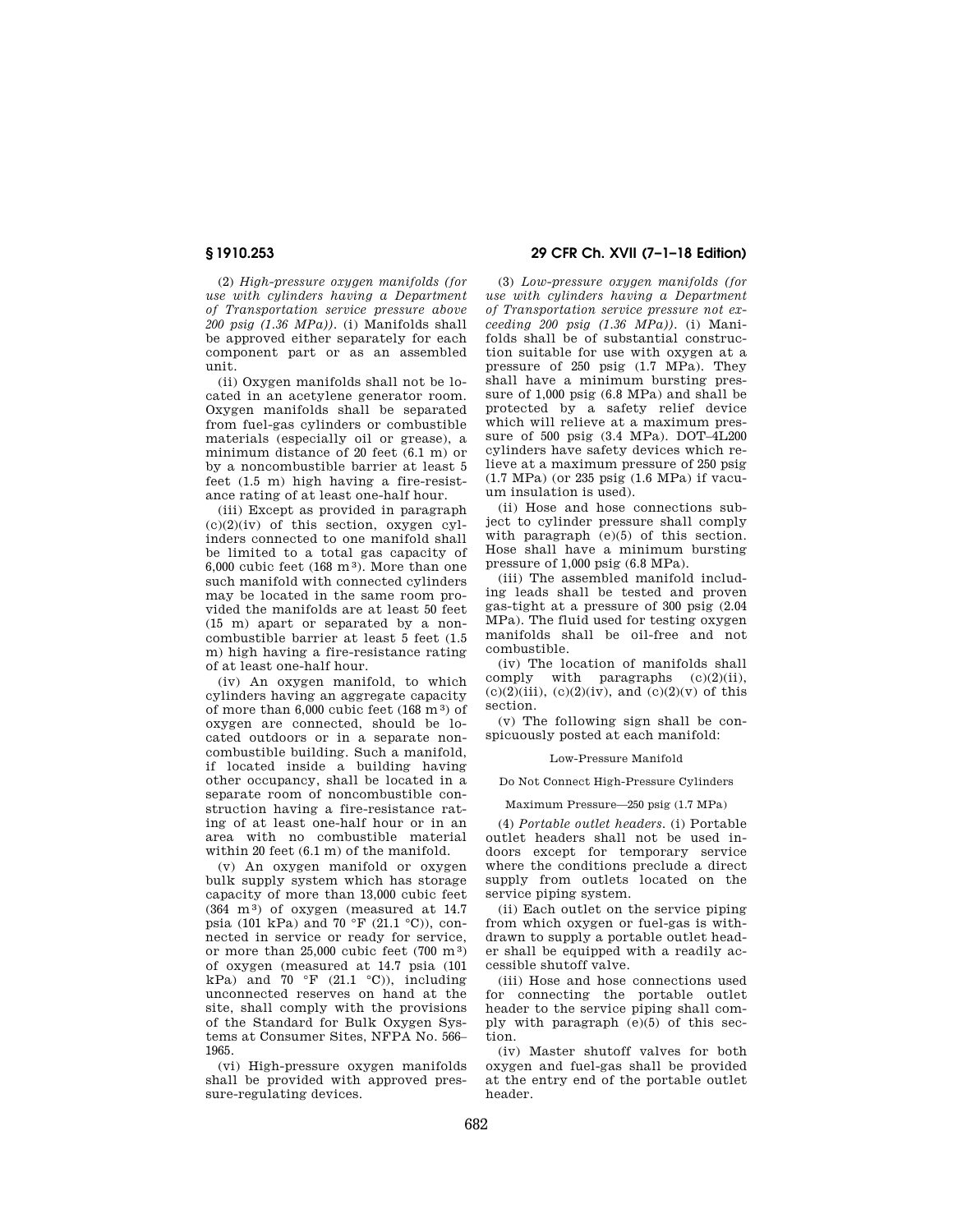(2) *High-pressure oxygen manifolds (for use with cylinders having a Department of Transportation service pressure above 200 psig (1.36 MPa)).* (i) Manifolds shall be approved either separately for each component part or as an assembled unit.

(ii) Oxygen manifolds shall not be located in an acetylene generator room. Oxygen manifolds shall be separated from fuel-gas cylinders or combustible materials (especially oil or grease), a minimum distance of 20 feet (6.1 m) or by a noncombustible barrier at least 5 feet (1.5 m) high having a fire-resistance rating of at least one-half hour.

(iii) Except as provided in paragraph (c)(2)(iv) of this section, oxygen cylinders connected to one manifold shall be limited to a total gas capacity of 6,000 cubic feet (168 $m^3$). More than one such manifold with connected cylinders may be located in the same room provided the manifolds are at least 50 feet (15 m) apart or separated by a noncombustible barrier at least 5 feet (1.5 m) high having a fire-resistance rating of at least one-half hour.

(iv) An oxygen manifold, to which cylinders having an aggregate capacity of more than 6,000 cubic feet (168 $m^3$) of oxygen are connected, should be located outdoors or in a separate noncombustible building. Such a manifold, if located inside a building having other occupancy, shall be located in a separate room of noncombustible construction having a fire-resistance rating of at least one-half hour or in an area with no combustible material within 20 feet (6.1 m) of the manifold.

(v) An oxygen manifold or oxygen bulk supply system which has storage capacity of more than 13,000 cubic feet (364 $m^3$) of oxygen (measured at 14.7 psia (101 kPa) and 70 °F (21.1 °C)), connected in service or ready for service, or more than 25,000 cubic feet (700 $m^3$) of oxygen (measured at 14.7 psia (101 kPa) and 70 °F (21.1 °C)), including unconnected reserves on hand at the site, shall comply with the provisions of the Standard for Bulk Oxygen Systems at Consumer Sites, NFPA No. 566–1965.

(vi) High-pressure oxygen manifolds shall be provided with approved pressure-regulating devices.

(3) *Low-pressure oxygen manifolds (for use with cylinders having a Department of Transportation service pressure not exceeding 200 psig (1.36 MPa)).* (i) Manifolds shall be of substantial construction suitable for use with oxygen at a pressure of 250 psig (1.7 MPa). They shall have a minimum bursting pressure of 1,000 psig (6.8 MPa) and shall be protected by a safety relief device which will relieve at a maximum pressure of 500 psig (3.4 MPa). DOT–4L200 cylinders have safety devices which relieve at a maximum pressure of 250 psig (1.7 MPa) (or 235 psig (1.6 MPa) if vacuum insulation is used).

(ii) Hose and hose connections subject to cylinder pressure shall comply with paragraph (e)(5) of this section. Hose shall have a minimum bursting pressure of 1,000 psig (6.8 MPa).

(iii) The assembled manifold including leads shall be tested and proven gas-tight at a pressure of 300 psig (2.04 MPa). The fluid used for testing oxygen manifolds shall be oil-free and not combustible.

(iv) The location of manifolds shall comply with paragraphs (c)(2)(ii), (c)(2)(iii), (c)(2)(iv), and (c)(2)(v) of this section.

(v) The following sign shall be conspicuously posted at each manifold:

Low-Pressure Manifold

Do Not Connect High-Pressure Cylinders

Maximum Pressure—250 psig (1.7 MPa)

(4) *Portable outlet headers.* (i) Portable outlet headers shall not be used indoors except for temporary service where the conditions preclude a direct supply from outlets located on the service piping system.

(ii) Each outlet on the service piping from which oxygen or fuel-gas is withdrawn to supply a portable outlet header shall be equipped with a readily accessible shutoff valve.

(iii) Hose and hose connections used for connecting the portable outlet header to the service piping shall comply with paragraph (e)(5) of this section.

(iv) Master shutoff valves for both oxygen and fuel-gas shall be provided at the entry end of the portable outlet header.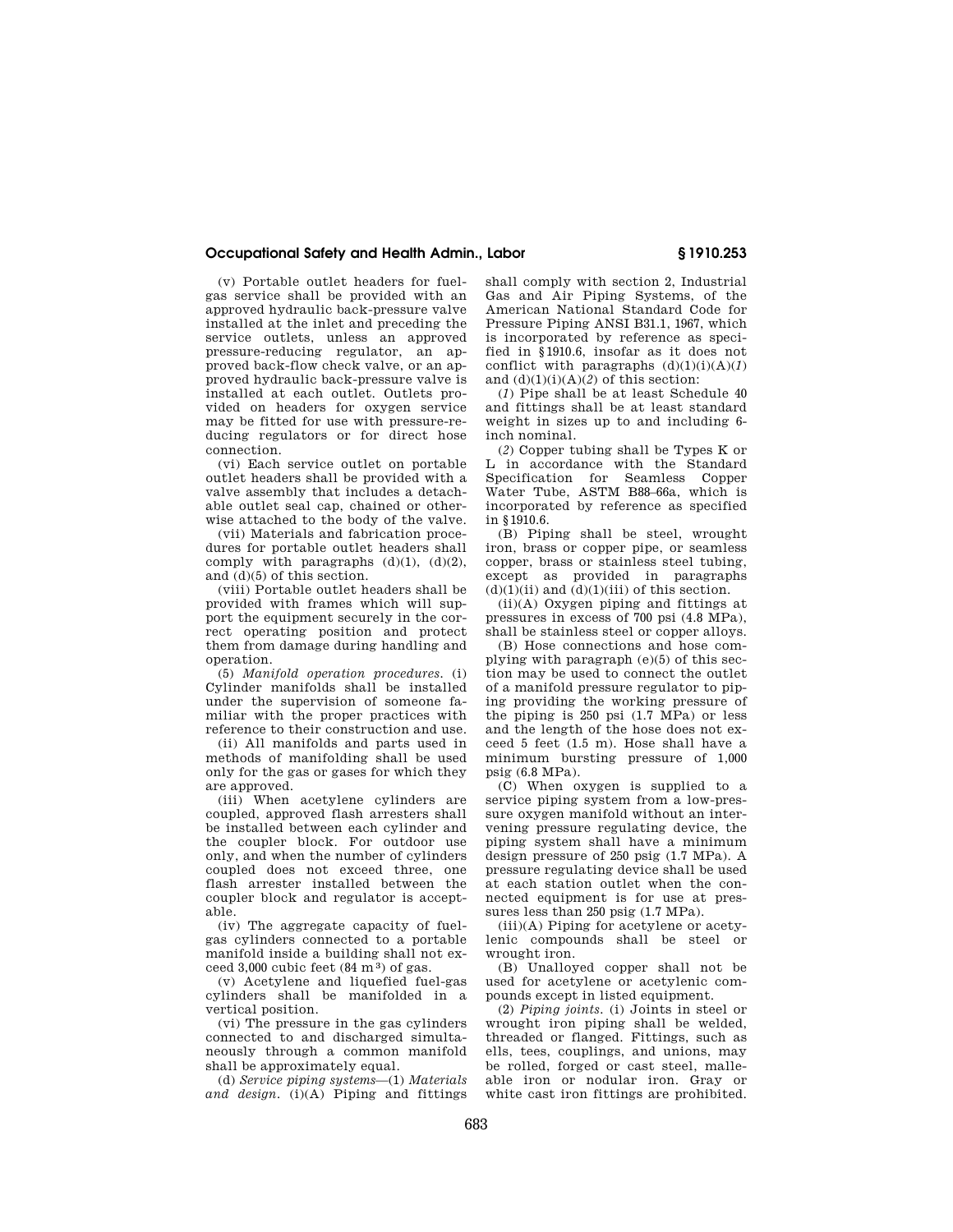(v) Portable outlet headers for fuel-gas service shall be provided with an approved hydraulic back-pressure valve installed at the inlet and preceding the service outlets, unless an approved pressure-reducing regulator, an approved back-flow check valve, or an approved hydraulic back-pressure valve is installed at each outlet. Outlets provided on headers for oxygen service may be fitted for use with pressure-reducing regulators or for direct hose connection.

(vi) Each service outlet on portable outlet headers shall be provided with a valve assembly that includes a detachable outlet seal cap, chained or otherwise attached to the body of the valve.

(vii) Materials and fabrication procedures for portable outlet headers shall comply with paragraphs (d)(1), (d)(2), and (d)(5) of this section.

(viii) Portable outlet headers shall be provided with frames which will support the equipment securely in the correct operating position and protect them from damage during handling and operation.

(5) *Manifold operation procedures.* (i) Cylinder manifolds shall be installed under the supervision of someone familiar with the proper practices with reference to their construction and use.

(ii) All manifolds and parts used in methods of manifolding shall be used only for the gas or gases for which they are approved.

(iii) When acetylene cylinders are coupled, approved flash arresters shall be installed between each cylinder and the coupler block. For outdoor use only, and when the number of cylinders coupled does not exceed three, one flash arrester installed between the coupler block and regulator is acceptable.

(iv) The aggregate capacity of fuel-gas cylinders connected to a portable manifold inside a building shall not exceed 3,000 cubic feet (84 $m^3$) of gas.

(v) Acetylene and liquefied fuel-gas cylinders shall be manifolded in a vertical position.

(vi) The pressure in the gas cylinders connected to and discharged simultaneously through a common manifold shall be approximately equal.

(d) *Service piping systems*—(1) *Materials and design.* (i)(A) Piping and fittings shall comply with section 2, Industrial Gas and Air Piping Systems, of the American National Standard Code for Pressure Piping ANSI B31.1, 1967, which is incorporated by reference as specified in §1910.6, insofar as it does not conflict with paragraphs (d)(1)(i)(A)(*1*) and (d)(1)(i)(A)(*2*) of this section:

(*1*) Pipe shall be at least Schedule 40 and fittings shall be at least standard weight in sizes up to and including 6-inch nominal.

(*2*) Copper tubing shall be Types K or L in accordance with the Standard Specification for Seamless Copper Water Tube, ASTM B88–66a, which is incorporated by reference as specified in §1910.6.

(B) Piping shall be steel, wrought iron, brass or copper pipe, or seamless copper, brass or stainless steel tubing, except as provided in paragraphs (d)(1)(ii) and (d)(1)(iii) of this section.

(ii)(A) Oxygen piping and fittings at pressures in excess of 700 psi (4.8 MPa), shall be stainless steel or copper alloys.

(B) Hose connections and hose complying with paragraph (e)(5) of this section may be used to connect the outlet of a manifold pressure regulator to piping providing the working pressure of the piping is 250 psi (1.7 MPa) or less and the length of the hose does not exceed 5 feet (1.5 m). Hose shall have a minimum bursting pressure of 1,000 psig (6.8 MPa).

(C) When oxygen is supplied to a service piping system from a low-pressure oxygen manifold without an intervening pressure regulating device, the piping system shall have a minimum design pressure of 250 psig (1.7 MPa). A pressure regulating device shall be used at each station outlet when the connected equipment is for use at pressures less than 250 psig (1.7 MPa).

(iii)(A) Piping for acetylene or acetylenic compounds shall be steel or wrought iron.

(B) Unalloyed copper shall not be used for acetylene or acetylenic compounds except in listed equipment.

(2) *Piping joints.* (i) Joints in steel or wrought iron piping shall be welded, threaded or flanged. Fittings, such as ells, tees, couplings, and unions, may be rolled, forged or cast steel, malleable iron or nodular iron. Gray or white cast iron fittings are prohibited.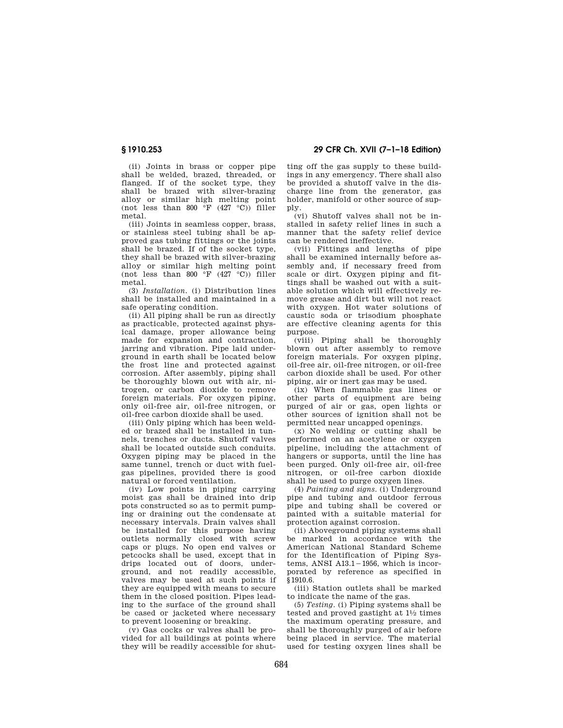(ii) Joints in brass or copper pipe shall be welded, brazed, threaded, or flanged. If of the socket type, they shall be brazed with silver-brazing alloy or similar high melting point (not less than 800 °F (427 °C)) filler metal.

(iii) Joints in seamless copper, brass, or stainless steel tubing shall be approved gas tubing fittings or the joints shall be brazed. If of the socket type, they shall be brazed with silver-brazing alloy or similar high melting point (not less than 800 °F (427 °C)) filler metal.

(3) *Installation.* (i) Distribution lines shall be installed and maintained in a safe operating condition.

(ii) All piping shall be run as directly as practicable, protected against physical damage, proper allowance being made for expansion and contraction, jarring and vibration. Pipe laid underground in earth shall be located below the frost line and protected against corrosion. After assembly, piping shall be thoroughly blown out with air, nitrogen, or carbon dioxide to remove foreign materials. For oxygen piping, only oil-free air, oil-free nitrogen, or oil-free carbon dioxide shall be used.

(iii) Only piping which has been welded or brazed shall be installed in tunnels, trenches or ducts. Shutoff valves shall be located outside such conduits. Oxygen piping may be placed in the same tunnel, trench or duct with fuel-gas pipelines, provided there is good natural or forced ventilation.

(iv) Low points in piping carrying moist gas shall be drained into drip pots constructed so as to permit pumping or draining out the condensate at necessary intervals. Drain valves shall be installed for this purpose having outlets normally closed with screw caps or plugs. No open end valves or petcocks shall be used, except that in drips located out of doors, underground, and not readily accessible, valves may be used at such points if they are equipped with means to secure them in the closed position. Pipes leading to the surface of the ground shall be cased or jacketed where necessary to prevent loosening or breaking.

(v) Gas cocks or valves shall be provided for all buildings at points where they will be readily accessible for shutting off the gas supply to these buildings in any emergency. There shall also be provided a shutoff valve in the discharge line from the generator, gas holder, manifold or other source of supply.

(vi) Shutoff valves shall not be installed in safety relief lines in such a manner that the safety relief device can be rendered ineffective.

(vii) Fittings and lengths of pipe shall be examined internally before assembly and, if necessary freed from scale or dirt. Oxygen piping and fittings shall be washed out with a suitable solution which will effectively remove grease and dirt but will not react with oxygen. Hot water solutions of caustic soda or trisodium phosphate are effective cleaning agents for this purpose.

(viii) Piping shall be thoroughly blown out after assembly to remove foreign materials. For oxygen piping, oil-free air, oil-free nitrogen, or oil-free carbon dioxide shall be used. For other piping, air or inert gas may be used.

(ix) When flammable gas lines or other parts of equipment are being purged of air or gas, open lights or other sources of ignition shall not be permitted near uncapped openings.

(x) No welding or cutting shall be performed on an acetylene or oxygen pipeline, including the attachment of hangers or supports, until the line has been purged. Only oil-free air, oil-free nitrogen, or oil-free carbon dioxide shall be used to purge oxygen lines.

(4) *Painting and signs.* (i) Underground pipe and tubing and outdoor ferrous pipe and tubing shall be covered or painted with a suitable material for protection against corrosion.

(ii) Aboveground piping systems shall be marked in accordance with the American National Standard Scheme for the Identification of Piping Systems, ANSI A13.1–1956, which is incorporated by reference as specified in §1910.6.

(iii) Station outlets shall be marked to indicate the name of the gas.

(5) *Testing.* (i) Piping systems shall be tested and proved gastight at 1½ times the maximum operating pressure, and shall be thoroughly purged of air before being placed in service. The material used for testing oxygen lines shall be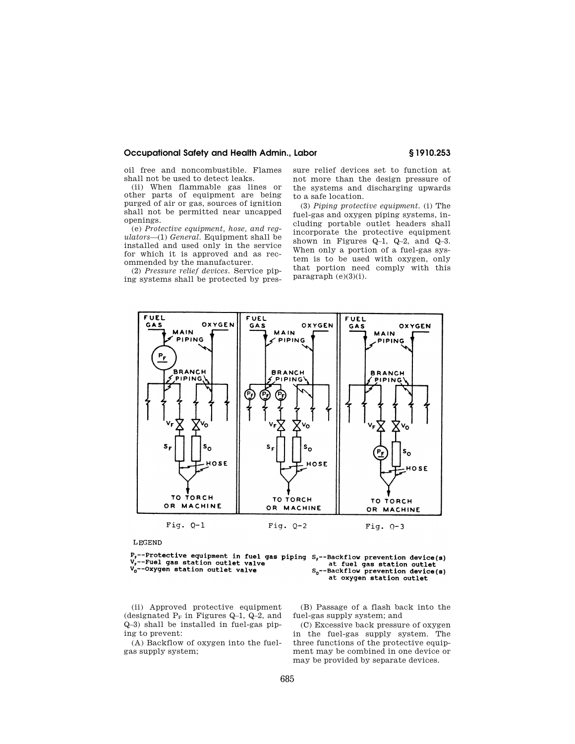oil free and noncombustible. Flames shall not be used to detect leaks.

(ii) When flammable gas lines or other parts of equipment are being purged of air or gas, sources of ignition shall not be permitted near uncapped openings.

(e) *Protective equipment, hose, and regulators*—(1) *General.* Equipment shall be installed and used only in the service for which it is approved and as recommended by the manufacturer.

(2) *Pressure relief devices.* Service piping systems shall be protected by pressure relief devices set to function at not more than the design pressure of the systems and discharging upwards to a safe location.

(3) *Piping protective equipment.* (i) The fuel-gas and oxygen piping systems, including portable outlet headers shall incorporate the protective equipment shown in Figures Q–1, Q–2, and Q–3. When only a portion of a fuel-gas system is to be used with oxygen, only that portion need comply with this paragraph (e)(3)(i).

Fig. Q-1 Fig. Q-2 Fig. Q-3

LEGEND

$P_F$--Protective equipment in fuel gas piping
$V_F$--Fuel gas station outlet valve
$V_O$--Oxygen station outlet valve
$S_F$--Backflow prevention device(s) at fuel gas station outlet
$S_O$--Backflow prevention device(s) at oxygen station outlet

(ii) Approved protective equipment (designated $P_F$ in Figures Q–1, Q–2, and Q–3) shall be installed in fuel-gas piping to prevent:

(A) Backflow of oxygen into the fuel-gas supply system;

(B) Passage of a flash back into the fuel-gas supply system; and

(C) Excessive back pressure of oxygen in the fuel-gas supply system. The three functions of the protective equipment may be combined in one device or may be provided by separate devices.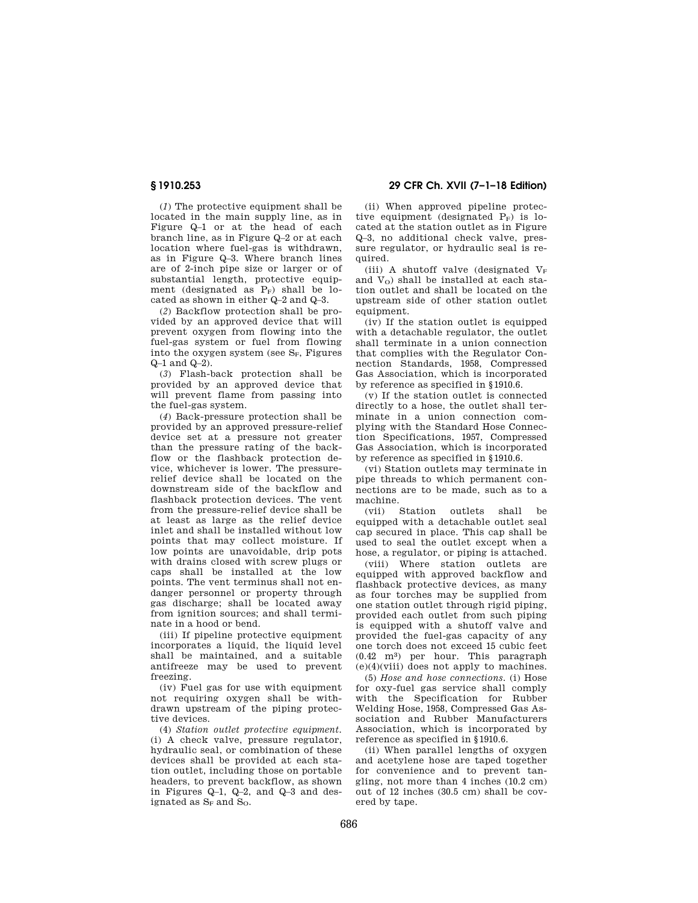(*1*) The protective equipment shall be located in the main supply line, as in Figure Q–1 or at the head of each branch line, as in Figure Q–2 or at each location where fuel-gas is withdrawn, as in Figure Q–3. Where branch lines are of 2-inch pipe size or larger or of substantial length, protective equipment (designated as $P_F$) shall be located as shown in either Q–2 and Q–3.

(*2*) Backflow protection shall be provided by an approved device that will prevent oxygen from flowing into the fuel-gas system or fuel from flowing into the oxygen system (see $S_F$, Figures Q–1 and Q–2).

(*3*) Flash-back protection shall be provided by an approved device that will prevent flame from passing into the fuel-gas system.

(*4*) Back-pressure protection shall be provided by an approved pressure-relief device set at a pressure not greater than the pressure rating of the backflow or the flashback protection device, whichever is lower. The pressure-relief device shall be located on the downstream side of the backflow and flashback protection devices. The vent from the pressure-relief device shall be at least as large as the relief device inlet and shall be installed without low points that may collect moisture. If low points are unavoidable, drip pots with drains closed with screw plugs or caps shall be installed at the low points. The vent terminus shall not endanger personnel or property through gas discharge; shall be located away from ignition sources; and shall terminate in a hood or bend.

(iii) If pipeline protective equipment incorporates a liquid, the liquid level shall be maintained, and a suitable antifreeze may be used to prevent freezing.

(iv) Fuel gas for use with equipment not requiring oxygen shall be withdrawn upstream of the piping protective devices.

(4) *Station outlet protective equipment.* (i) A check valve, pressure regulator, hydraulic seal, or combination of these devices shall be provided at each station outlet, including those on portable headers, to prevent backflow, as shown in Figures Q–1, Q–2, and Q–3 and designated as $S_F$ and $S_O$.

(ii) When approved pipeline protective equipment (designated $P_F$) is located at the station outlet as in Figure Q–3, no additional check valve, pressure regulator, or hydraulic seal is required.

(iii) A shutoff valve (designated $V_F$ and $V_O$) shall be installed at each station outlet and shall be located on the upstream side of other station outlet equipment.

(iv) If the station outlet is equipped with a detachable regulator, the outlet shall terminate in a union connection that complies with the Regulator Connection Standards, 1958, Compressed Gas Association, which is incorporated by reference as specified in §1910.6.

(v) If the station outlet is connected directly to a hose, the outlet shall terminate in a union connection complying with the Standard Hose Connection Specifications, 1957, Compressed Gas Association, which is incorporated by reference as specified in §1910.6.

(vi) Station outlets may terminate in pipe threads to which permanent connections are to be made, such as to a machine.

(vii) Station outlets shall be equipped with a detachable outlet seal cap secured in place. This cap shall be used to seal the outlet except when a hose, a regulator, or piping is attached.

(viii) Where station outlets are equipped with approved backflow and flashback protective devices, as many as four torches may be supplied from one station outlet through rigid piping, provided each outlet from such piping is equipped with a shutoff valve and provided the fuel-gas capacity of any one torch does not exceed 15 cubic feet (0.42 $m^3$) per hour. This paragraph (e)(4)(viii) does not apply to machines.

(5) *Hose and hose connections.* (i) Hose for oxy-fuel gas service shall comply with the Specification for Rubber Welding Hose, 1958, Compressed Gas Association and Rubber Manufacturers Association, which is incorporated by reference as specified in §1910.6.

(ii) When parallel lengths of oxygen and acetylene hose are taped together for convenience and to prevent tangling, not more than 4 inches (10.2 cm) out of 12 inches (30.5 cm) shall be covered by tape.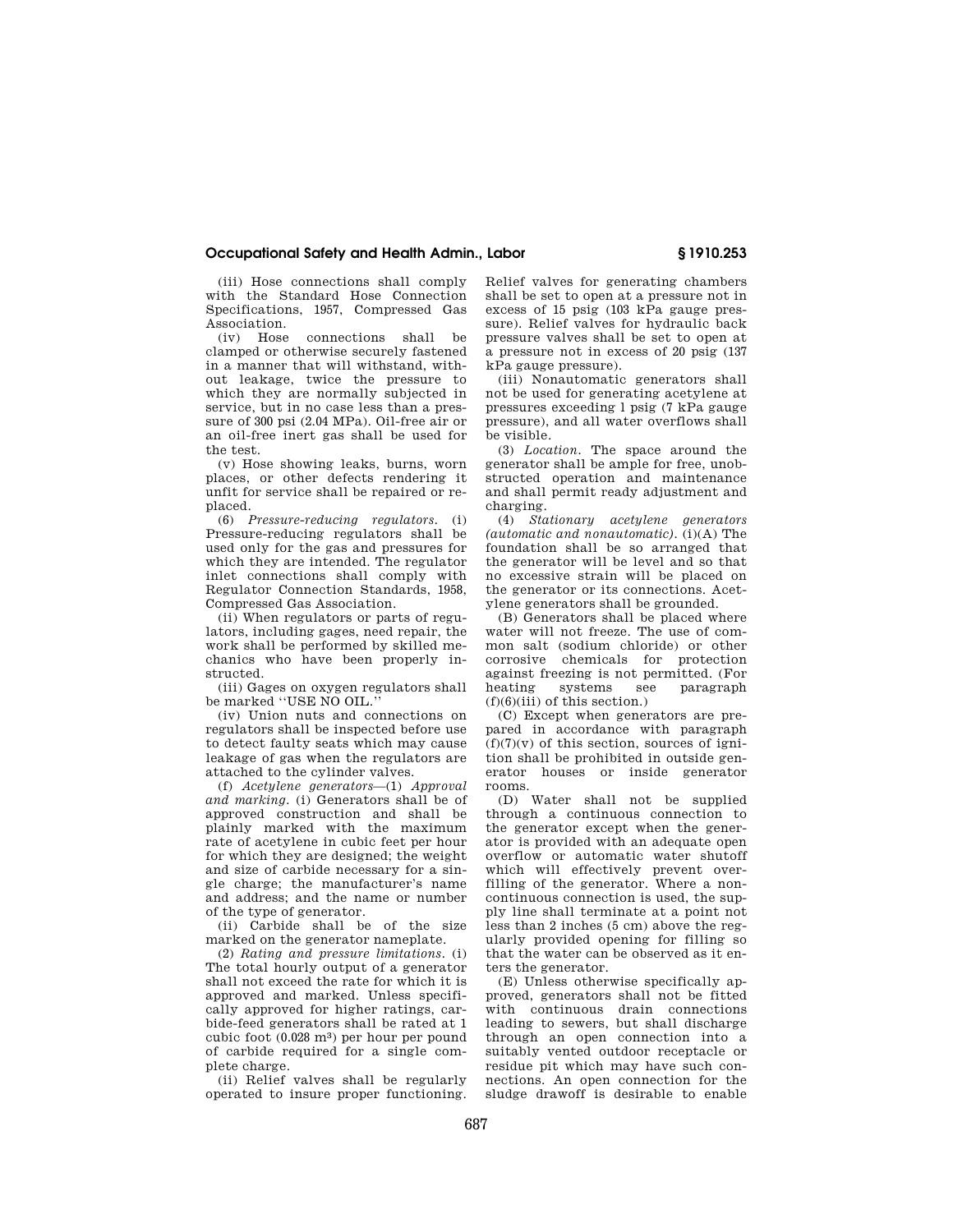(iii) Hose connections shall comply with the Standard Hose Connection Specifications, 1957, Compressed Gas Association.

(iv) Hose connections shall be clamped or otherwise securely fastened in a manner that will withstand, without leakage, twice the pressure to which they are normally subjected in service, but in no case less than a pressure of 300 psi (2.04 MPa). Oil-free air or an oil-free inert gas shall be used for the test.

(v) Hose showing leaks, burns, worn places, or other defects rendering it unfit for service shall be repaired or replaced.

(6) *Pressure-reducing regulators.* (i) Pressure-reducing regulators shall be used only for the gas and pressures for which they are intended. The regulator inlet connections shall comply with Regulator Connection Standards, 1958, Compressed Gas Association.

(ii) When regulators or parts of regulators, including gages, need repair, the work shall be performed by skilled mechanics who have been properly instructed.

(iii) Gages on oxygen regulators shall be marked "USE NO OIL."

(iv) Union nuts and connections on regulators shall be inspected before use to detect faulty seats which may cause leakage of gas when the regulators are attached to the cylinder valves.

(f) *Acetylene generators*—(1) *Approval and marking.* (i) Generators shall be of approved construction and shall be plainly marked with the maximum rate of acetylene in cubic feet per hour for which they are designed; the weight and size of carbide necessary for a single charge; the manufacturer's name and address; and the name or number of the type of generator.

(ii) Carbide shall be of the size marked on the generator nameplate.

(2) *Rating and pressure limitations.* (i) The total hourly output of a generator shall not exceed the rate for which it is approved and marked. Unless specifically approved for higher ratings, carbide-feed generators shall be rated at 1 cubic foot (0.028 m$^3$) per hour per pound of carbide required for a single complete charge.

(ii) Relief valves shall be regularly operated to insure proper functioning. Relief valves for generating chambers shall be set to open at a pressure not in excess of 15 psig (103 kPa gauge pressure). Relief valves for hydraulic back pressure valves shall be set to open at a pressure not in excess of 20 psig (137 kPa gauge pressure).

(iii) Nonautomatic generators shall not be used for generating acetylene at pressures exceeding 1 psig (7 kPa gauge pressure), and all water overflows shall be visible.

(3) *Location.* The space around the generator shall be ample for free, unobstructed operation and maintenance and shall permit ready adjustment and charging.

(4) *Stationary acetylene generators (automatic and nonautomatic).* (i)(A) The foundation shall be so arranged that the generator will be level and so that no excessive strain will be placed on the generator or its connections. Acetylene generators shall be grounded.

(B) Generators shall be placed where water will not freeze. The use of common salt (sodium chloride) or other corrosive chemicals for protection against freezing is not permitted. (For heating systems see paragraph (f)(6)(iii) of this section.)

(C) Except when generators are prepared in accordance with paragraph (f)(7)(v) of this section, sources of ignition shall be prohibited in outside generator houses or inside generator rooms.

(D) Water shall not be supplied through a continuous connection to the generator except when the generator is provided with an adequate open overflow or automatic water shutoff which will effectively prevent overfilling of the generator. Where a noncontinuous connection is used, the supply line shall terminate at a point not less than 2 inches (5 cm) above the regularly provided opening for filling so that the water can be observed as it enters the generator.

(E) Unless otherwise specifically approved, generators shall not be fitted with continuous drain connections leading to sewers, but shall discharge through an open connection into a suitably vented outdoor receptacle or residue pit which may have such connections. An open connection for the sludge drawoff is desirable to enable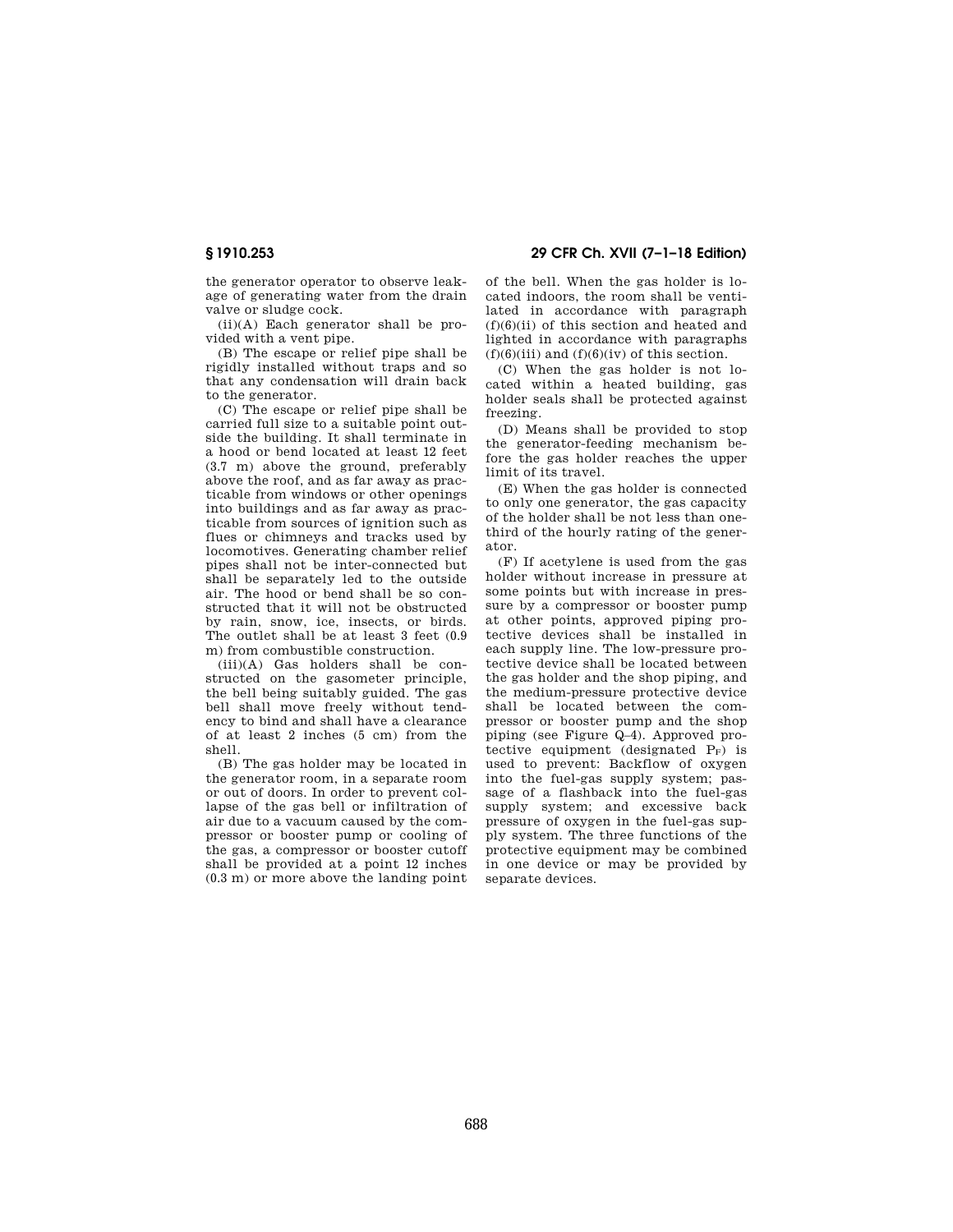the generator operator to observe leakage of generating water from the drain valve or sludge cock.

(ii)(A) Each generator shall be provided with a vent pipe.

(B) The escape or relief pipe shall be rigidly installed without traps and so that any condensation will drain back to the generator.

(C) The escape or relief pipe shall be carried full size to a suitable point outside the building. It shall terminate in a hood or bend located at least 12 feet (3.7 m) above the ground, preferably above the roof, and as far away as practicable from windows or other openings into buildings and as far away as practicable from sources of ignition such as flues or chimneys and tracks used by locomotives. Generating chamber relief pipes shall not be inter-connected but shall be separately led to the outside air. The hood or bend shall be so constructed that it will not be obstructed by rain, snow, ice, insects, or birds. The outlet shall be at least 3 feet (0.9 m) from combustible construction.

(iii)(A) Gas holders shall be constructed on the gasometer principle, the bell being suitably guided. The gas bell shall move freely without tendency to bind and shall have a clearance of at least 2 inches (5 cm) from the shell.

(B) The gas holder may be located in the generator room, in a separate room or out of doors. In order to prevent collapse of the gas bell or infiltration of air due to a vacuum caused by the compressor or booster pump or cooling of the gas, a compressor or booster cutoff shall be provided at a point 12 inches (0.3 m) or more above the landing point of the bell. When the gas holder is located indoors, the room shall be ventilated in accordance with paragraph (f)(6)(ii) of this section and heated and lighted in accordance with paragraphs (f)(6)(iii) and (f)(6)(iv) of this section.

(C) When the gas holder is not located within a heated building, gas holder seals shall be protected against freezing.

(D) Means shall be provided to stop the generator-feeding mechanism before the gas holder reaches the upper limit of its travel.

(E) When the gas holder is connected to only one generator, the gas capacity of the holder shall be not less than one-third of the hourly rating of the generator.

(F) If acetylene is used from the gas holder without increase in pressure at some points but with increase in pressure by a compressor or booster pump at other points, approved piping protective devices shall be installed in each supply line. The low-pressure protective device shall be located between the gas holder and the shop piping, and the medium-pressure protective device shall be located between the compressor or booster pump and the shop piping (see Figure Q–4). Approved protective equipment (designated $P_F$) is used to prevent: Backflow of oxygen into the fuel-gas supply system; passage of a flashback into the fuel-gas supply system; and excessive back pressure of oxygen in the fuel-gas supply system. The three functions of the protective equipment may be combined in one device or may be provided by separate devices.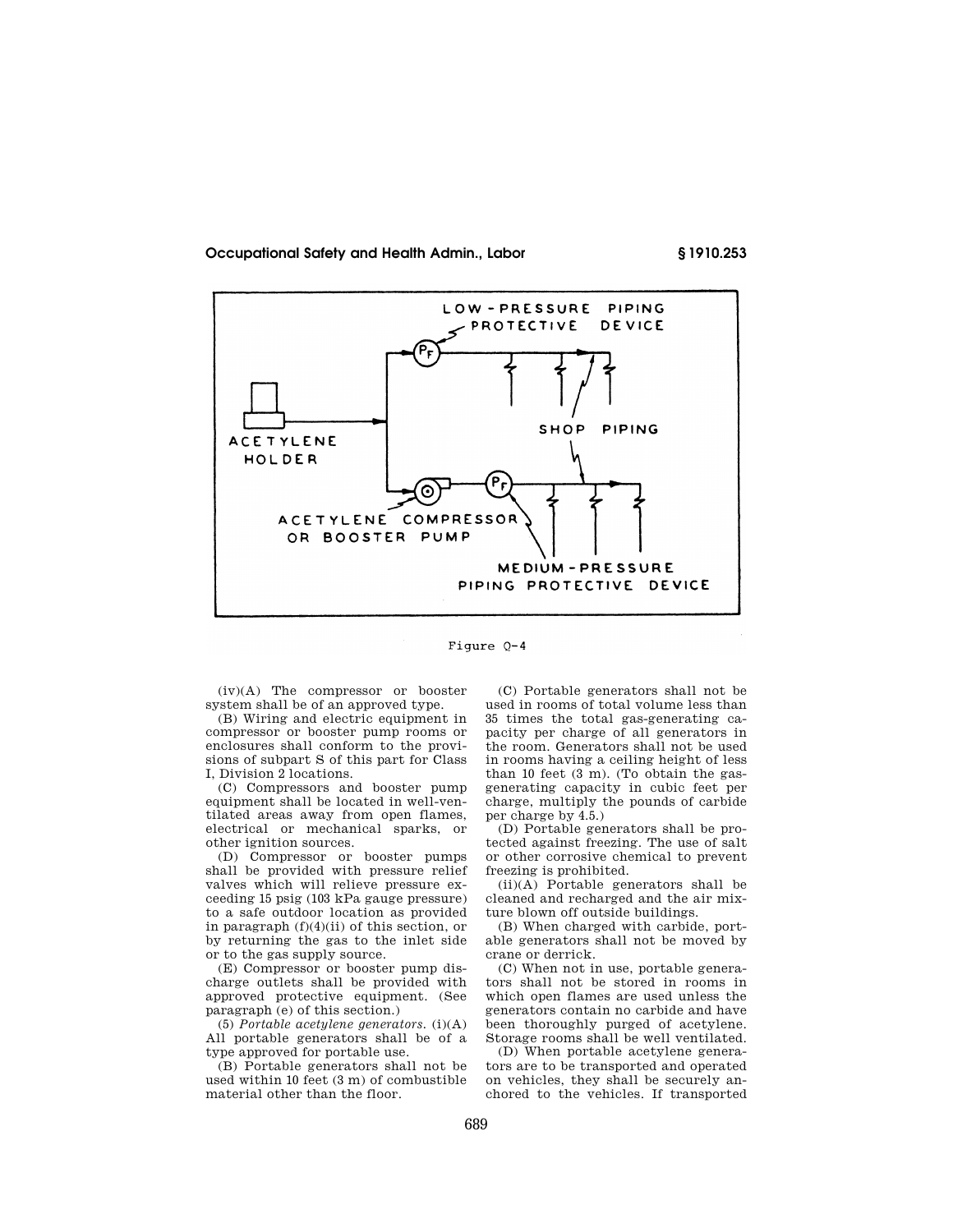Figure Q-4

(iv)(A) The compressor or booster system shall be of an approved type.

(B) Wiring and electric equipment in compressor or booster pump rooms or enclosures shall conform to the provisions of subpart S of this part for Class I, Division 2 locations.

(C) Compressors and booster pump equipment shall be located in well-ventilated areas away from open flames, electrical or mechanical sparks, or other ignition sources.

(D) Compressor or booster pumps shall be provided with pressure relief valves which will relieve pressure exceeding 15 psig (103 kPa gauge pressure) to a safe outdoor location as provided in paragraph (f)(4)(ii) of this section, or by returning the gas to the inlet side or to the gas supply source.

(E) Compressor or booster pump discharge outlets shall be provided with approved protective equipment. (See paragraph (e) of this section.)

(5) *Portable acetylene generators.* (i)(A) All portable generators shall be of a type approved for portable use.

(B) Portable generators shall not be used within 10 feet (3 m) of combustible material other than the floor.

(C) Portable generators shall not be used in rooms of total volume less than 35 times the total gas-generating capacity per charge of all generators in the room. Generators shall not be used in rooms having a ceiling height of less than 10 feet (3 m). (To obtain the gas-generating capacity in cubic feet per charge, multiply the pounds of carbide per charge by 4.5.)

(D) Portable generators shall be protected against freezing. The use of salt or other corrosive chemical to prevent freezing is prohibited.

(ii)(A) Portable generators shall be cleaned and recharged and the air mixture blown off outside buildings.

(B) When charged with carbide, portable generators shall not be moved by crane or derrick.

(C) When not in use, portable generators shall not be stored in rooms in which open flames are used unless the generators contain no carbide and have been thoroughly purged of acetylene. Storage rooms shall be well ventilated.

(D) When portable acetylene generators are to be transported and operated on vehicles, they shall be securely anchored to the vehicles. If transported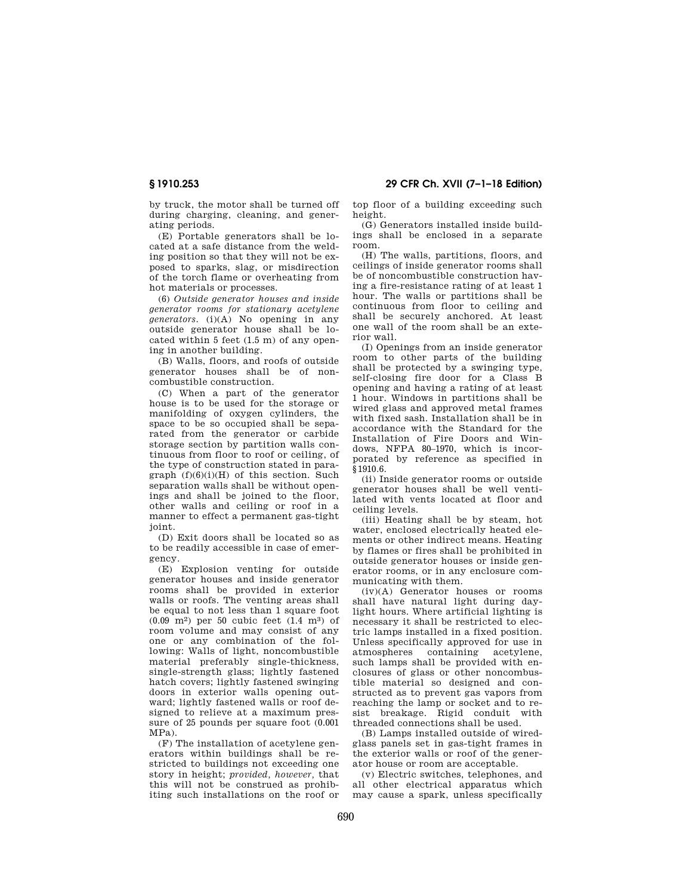by truck, the motor shall be turned off during charging, cleaning, and generating periods.

(E) Portable generators shall be located at a safe distance from the welding position so that they will not be exposed to sparks, slag, or misdirection of the torch flame or overheating from hot materials or processes.

(6) *Outside generator houses and inside generator rooms for stationary acetylene generators.* (i)(A) No opening in any outside generator house shall be located within 5 feet (1.5 m) of any opening in another building.

(B) Walls, floors, and roofs of outside generator houses shall be of noncombustible construction.

(C) When a part of the generator house is to be used for the storage or manifolding of oxygen cylinders, the space to be so occupied shall be separated from the generator or carbide storage section by partition walls continuous from floor to roof or ceiling, of the type of construction stated in paragraph (f)(6)(i)(H) of this section. Such separation walls shall be without openings and shall be joined to the floor, other walls and ceiling or roof in a manner to effect a permanent gas-tight joint.

(D) Exit doors shall be located so as to be readily accessible in case of emergency.

(E) Explosion venting for outside generator houses and inside generator rooms shall be provided in exterior walls or roofs. The venting areas shall be equal to not less than 1 square foot (0.09 m$^2$) per 50 cubic feet (1.4 m$^3$) of room volume and may consist of any one or any combination of the following: Walls of light, noncombustible material preferably single-thickness, single-strength glass; lightly fastened hatch covers; lightly fastened swinging doors in exterior walls opening outward; lightly fastened walls or roof designed to relieve at a maximum pressure of 25 pounds per square foot (0.001 MPa).

(F) The installation of acetylene generators within buildings shall be restricted to buildings not exceeding one story in height; *provided, however,* that this will not be construed as prohibiting such installations on the roof or top floor of a building exceeding such height.

(G) Generators installed inside buildings shall be enclosed in a separate room.

(H) The walls, partitions, floors, and ceilings of inside generator rooms shall be of noncombustible construction having a fire-resistance rating of at least 1 hour. The walls or partitions shall be continuous from floor to ceiling and shall be securely anchored. At least one wall of the room shall be an exterior wall.

(I) Openings from an inside generator room to other parts of the building shall be protected by a swinging type, self-closing fire door for a Class B opening and having a rating of at least 1 hour. Windows in partitions shall be wired glass and approved metal frames with fixed sash. Installation shall be in accordance with the Standard for the Installation of Fire Doors and Windows, NFPA 80–1970, which is incorporated by reference as specified in §1910.6.

(ii) Inside generator rooms or outside generator houses shall be well ventilated with vents located at floor and ceiling levels.

(iii) Heating shall be by steam, hot water, enclosed electrically heated elements or other indirect means. Heating by flames or fires shall be prohibited in outside generator houses or inside generator rooms, or in any enclosure communicating with them.

(iv)(A) Generator houses or rooms shall have natural light during daylight hours. Where artificial lighting is necessary it shall be restricted to electric lamps installed in a fixed position. Unless specifically approved for use in atmospheres containing acetylene, such lamps shall be provided with enclosures of glass or other noncombustible material so designed and constructed as to prevent gas vapors from reaching the lamp or socket and to resist breakage. Rigid conduit with threaded connections shall be used.

(B) Lamps installed outside of wired-glass panels set in gas-tight frames in the exterior walls or roof of the generator house or room are acceptable.

(v) Electric switches, telephones, and all other electrical apparatus which may cause a spark, unless specifically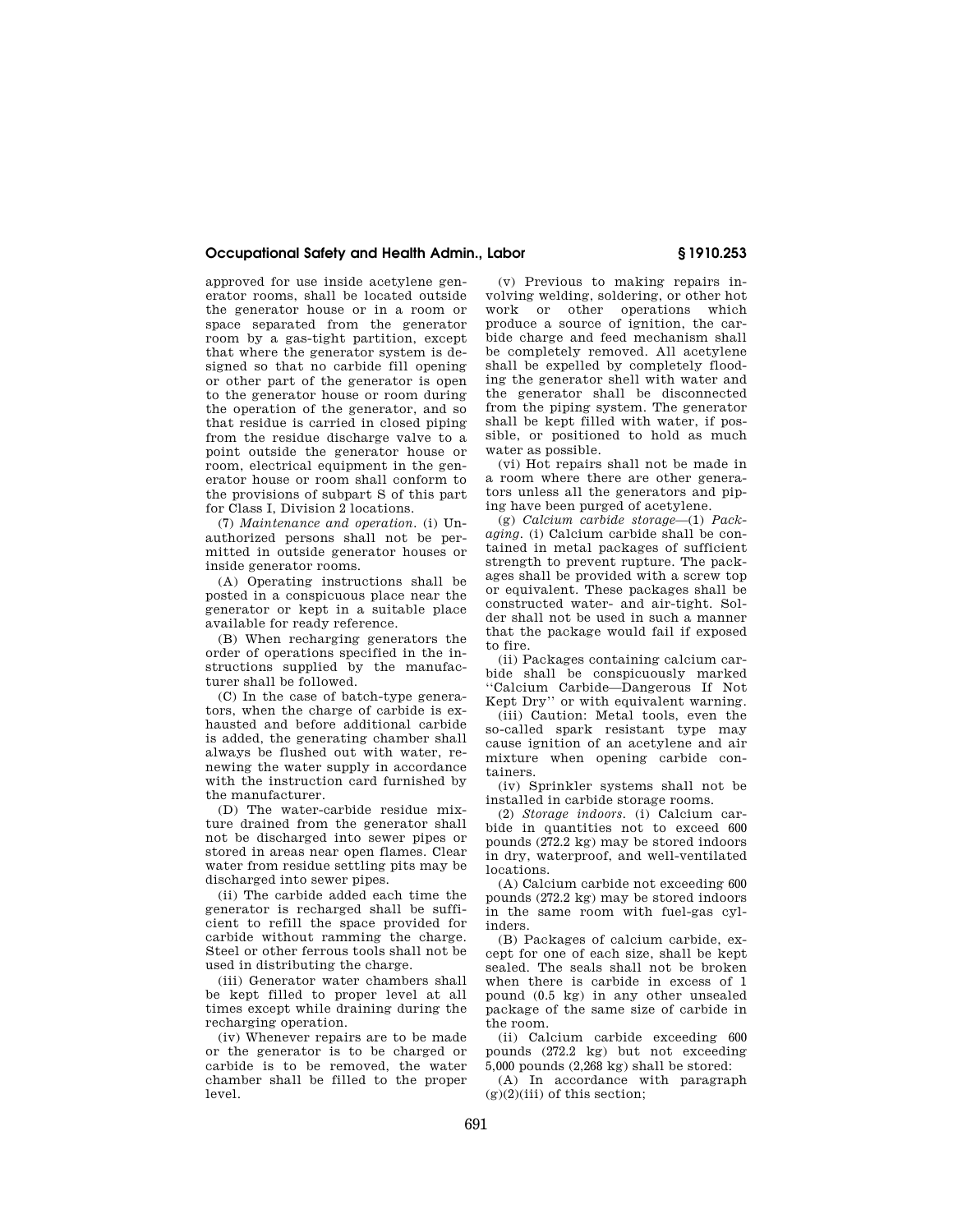approved for use inside acetylene generator rooms, shall be located outside the generator house or in a room or space separated from the generator room by a gas-tight partition, except that where the generator system is designed so that no carbide fill opening or other part of the generator is open to the generator house or room during the operation of the generator, and so that residue is carried in closed piping from the residue discharge valve to a point outside the generator house or room, electrical equipment in the generator house or room shall conform to the provisions of subpart S of this part for Class I, Division 2 locations.

(7) *Maintenance and operation.* (i) Unauthorized persons shall not be permitted in outside generator houses or inside generator rooms.

(A) Operating instructions shall be posted in a conspicuous place near the generator or kept in a suitable place available for ready reference.

(B) When recharging generators the order of operations specified in the instructions supplied by the manufacturer shall be followed.

(C) In the case of batch-type generators, when the charge of carbide is exhausted and before additional carbide is added, the generating chamber shall always be flushed out with water, renewing the water supply in accordance with the instruction card furnished by the manufacturer.

(D) The water-carbide residue mixture drained from the generator shall not be discharged into sewer pipes or stored in areas near open flames. Clear water from residue settling pits may be discharged into sewer pipes.

(ii) The carbide added each time the generator is recharged shall be sufficient to refill the space provided for carbide without ramming the charge. Steel or other ferrous tools shall not be used in distributing the charge.

(iii) Generator water chambers shall be kept filled to proper level at all times except while draining during the recharging operation.

(iv) Whenever repairs are to be made or the generator is to be charged or carbide is to be removed, the water chamber shall be filled to the proper level.

(v) Previous to making repairs involving welding, soldering, or other hot work or other operations which produce a source of ignition, the carbide charge and feed mechanism shall be completely removed. All acetylene shall be expelled by completely flooding the generator shell with water and the generator shall be disconnected from the piping system. The generator shall be kept filled with water, if possible, or positioned to hold as much water as possible.

(vi) Hot repairs shall not be made in a room where there are other generators unless all the generators and piping have been purged of acetylene.

(g) *Calcium carbide storage*—(1) *Packaging.* (i) Calcium carbide shall be contained in metal packages of sufficient strength to prevent rupture. The packages shall be provided with a screw top or equivalent. These packages shall be constructed water- and air-tight. Solder shall not be used in such a manner that the package would fail if exposed to fire.

(ii) Packages containing calcium carbide shall be conspicuously marked ''Calcium Carbide—Dangerous If Not Kept Dry'' or with equivalent warning.

(iii) Caution: Metal tools, even the so-called spark resistant type may cause ignition of an acetylene and air mixture when opening carbide containers.

(iv) Sprinkler systems shall not be installed in carbide storage rooms.

(2) *Storage indoors.* (i) Calcium carbide in quantities not to exceed 600 pounds (272.2 kg) may be stored indoors in dry, waterproof, and well-ventilated locations.

(A) Calcium carbide not exceeding 600 pounds (272.2 kg) may be stored indoors in the same room with fuel-gas cylinders.

(B) Packages of calcium carbide, except for one of each size, shall be kept sealed. The seals shall not be broken when there is carbide in excess of 1 pound (0.5 kg) in any other unsealed package of the same size of carbide in the room.

(ii) Calcium carbide exceeding 600 pounds (272.2 kg) but not exceeding 5,000 pounds (2,268 kg) shall be stored:

(A) In accordance with paragraph (g)(2)(iii) of this section;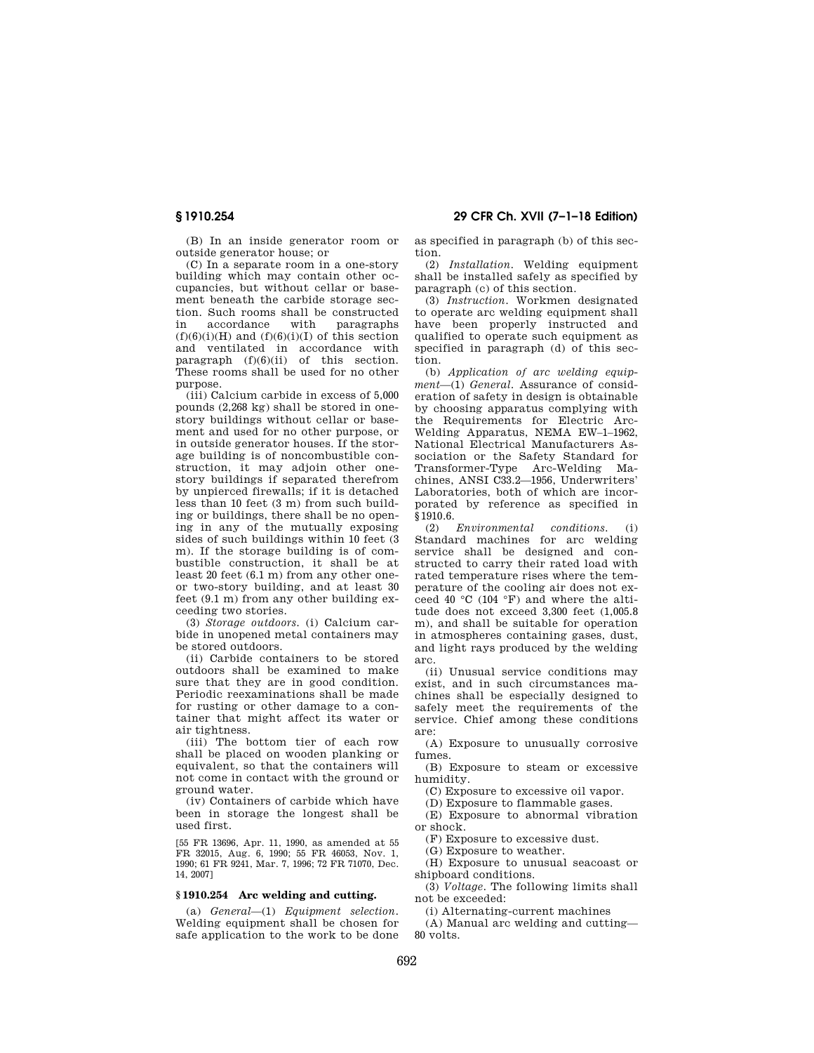(B) In an inside generator room or outside generator house; or

(C) In a separate room in a one-story building which may contain other occupancies, but without cellar or basement beneath the carbide storage section. Such rooms shall be constructed in accordance with paragraphs (f)(6)(i)(H) and (f)(6)(i)(I) of this section and ventilated in accordance with paragraph (f)(6)(ii) of this section. These rooms shall be used for no other purpose.

(iii) Calcium carbide in excess of 5,000 pounds (2,268 kg) shall be stored in one-story buildings without cellar or basement and used for no other purpose, or in outside generator houses. If the storage building is of noncombustible construction, it may adjoin other one-story buildings if separated therefrom by unpierced firewalls; if it is detached less than 10 feet (3 m) from such building or buildings, there shall be no opening in any of the mutually exposing sides of such buildings within 10 feet (3 m). If the storage building is of combustible construction, it shall be at least 20 feet (6.1 m) from any other one- or two-story building, and at least 30 feet (9.1 m) from any other building exceeding two stories.

(3) *Storage outdoors.* (i) Calcium carbide in unopened metal containers may be stored outdoors.

(ii) Carbide containers to be stored outdoors shall be examined to make sure that they are in good condition. Periodic reexaminations shall be made for rusting or other damage to a container that might affect its water or air tightness.

(iii) The bottom tier of each row shall be placed on wooden planking or equivalent, so that the containers will not come in contact with the ground or ground water.

(iv) Containers of carbide which have been in storage the longest shall be used first.

[55 FR 13696, Apr. 11, 1990, as amended at 55 FR 32015, Aug. 6, 1990; 55 FR 46053, Nov. 1, 1990; 61 FR 9241, Mar. 7, 1996; 72 FR 71070, Dec. 14, 2007]

## § 1910.254 Arc welding and cutting.

(a) *General*—(1) *Equipment selection.* Welding equipment shall be chosen for safe application to the work to be done as specified in paragraph (b) of this section.

(2) *Installation.* Welding equipment shall be installed safely as specified by paragraph (c) of this section.

(3) *Instruction.* Workmen designated to operate arc welding equipment shall have been properly instructed and qualified to operate such equipment as specified in paragraph (d) of this section.

(b) *Application of arc welding equipment*—(1) *General.* Assurance of consideration of safety in design is obtainable by choosing apparatus complying with the Requirements for Electric Arc-Welding Apparatus, NEMA EW–1–1962, National Electrical Manufacturers Association or the Safety Standard for Transformer-Type Arc-Welding Machines, ANSI C33.2—1956, Underwriters' Laboratories, both of which are incorporated by reference as specified in §1910.6.

(2) *Environmental conditions.* (i) Standard machines for arc welding service shall be designed and constructed to carry their rated load with rated temperature rises where the temperature of the cooling air does not exceed 40 °C (104 °F) and where the altitude does not exceed 3,300 feet (1,005.8 m), and shall be suitable for operation in atmospheres containing gases, dust, and light rays produced by the welding arc.

(ii) Unusual service conditions may exist, and in such circumstances machines shall be especially designed to safely meet the requirements of the service. Chief among these conditions are:

(A) Exposure to unusually corrosive fumes.

(B) Exposure to steam or excessive humidity.

(C) Exposure to excessive oil vapor.

(D) Exposure to flammable gases.

(E) Exposure to abnormal vibration or shock.

(F) Exposure to excessive dust.

(G) Exposure to weather.

(H) Exposure to unusual seacoast or shipboard conditions.

(3) *Voltage.* The following limits shall not be exceeded:

(i) Alternating-current machines

(A) Manual arc welding and cutting—80 volts.